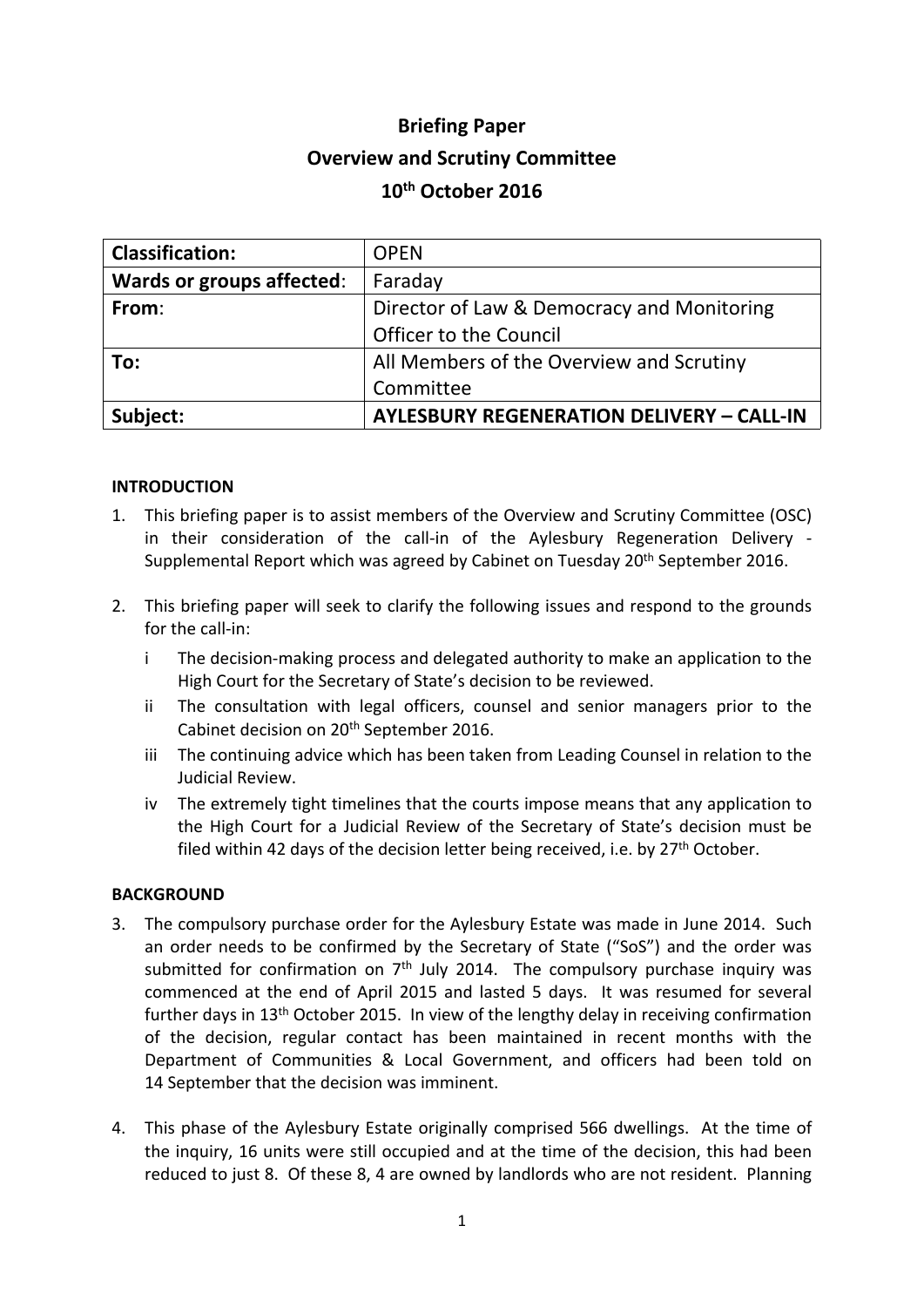# Briefing Paper

## Overview and Scrutiny Committee

## 10th October 2016

| | |
|---|---|
| **Classification:** | OPEN |
| **Wards or groups affected**: | Faraday |
| **From**: | Director of Law & Democracy and Monitoring Officer to the Council |
| **To:** | All Members of the Overview and Scrutiny Committee |
| **Subject:** | **AYLESBURY REGENERATION DELIVERY – CALL-IN** |

**INTRODUCTION**

1. This briefing paper is to assist members of the Overview and Scrutiny Committee (OSC) in their consideration of the call-in of the Aylesbury Regeneration Delivery - Supplemental Report which was agreed by Cabinet on Tuesday 20th September 2016.

2. This briefing paper will seek to clarify the following issues and respond to the grounds for the call-in:
   - i The decision-making process and delegated authority to make an application to the High Court for the Secretary of State's decision to be reviewed.
   - ii The consultation with legal officers, counsel and senior managers prior to the Cabinet decision on 20th September 2016.
   - iii The continuing advice which has been taken from Leading Counsel in relation to the Judicial Review.
   - iv The extremely tight timelines that the courts impose means that any application to the High Court for a Judicial Review of the Secretary of State's decision must be filed within 42 days of the decision letter being received, i.e. by 27th October.

**BACKGROUND**

3. The compulsory purchase order for the Aylesbury Estate was made in June 2014. Such an order needs to be confirmed by the Secretary of State ("SoS") and the order was submitted for confirmation on 7th July 2014. The compulsory purchase inquiry was commenced at the end of April 2015 and lasted 5 days. It was resumed for several further days in 13th October 2015. In view of the lengthy delay in receiving confirmation of the decision, regular contact has been maintained in recent months with the Department of Communities & Local Government, and officers had been told on 14 September that the decision was imminent.

4. This phase of the Aylesbury Estate originally comprised 566 dwellings. At the time of the inquiry, 16 units were still occupied and at the time of the decision, this had been reduced to just 8. Of these 8, 4 are owned by landlords who are not resident. Planning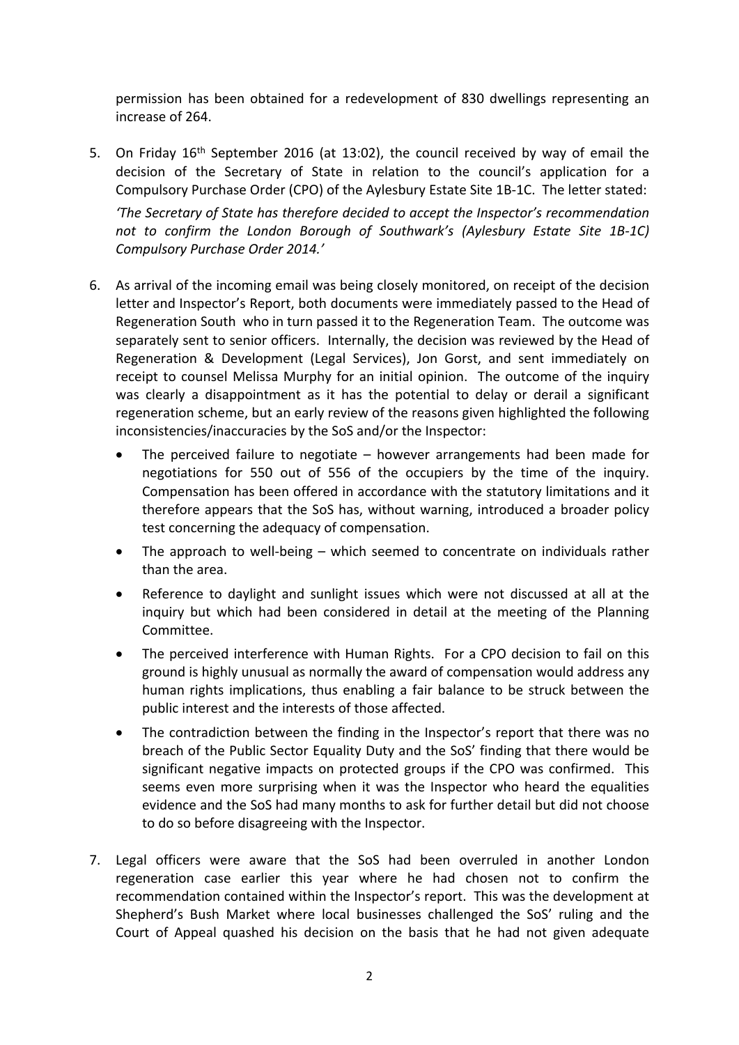permission has been obtained for a redevelopment of 830 dwellings representing an increase of 264.

5. On Friday 16th September 2016 (at 13:02), the council received by way of email the decision of the Secretary of State in relation to the council's application for a Compulsory Purchase Order (CPO) of the Aylesbury Estate Site 1B-1C. The letter stated:

   *'The Secretary of State has therefore decided to accept the Inspector's recommendation not to confirm the London Borough of Southwark's (Aylesbury Estate Site 1B-1C) Compulsory Purchase Order 2014.'*

6. As arrival of the incoming email was being closely monitored, on receipt of the decision letter and Inspector's Report, both documents were immediately passed to the Head of Regeneration South who in turn passed it to the Regeneration Team. The outcome was separately sent to senior officers. Internally, the decision was reviewed by the Head of Regeneration & Development (Legal Services), Jon Gorst, and sent immediately on receipt to counsel Melissa Murphy for an initial opinion. The outcome of the inquiry was clearly a disappointment as it has the potential to delay or derail a significant regeneration scheme, but an early review of the reasons given highlighted the following inconsistencies/inaccuracies by the SoS and/or the Inspector:

   - The perceived failure to negotiate – however arrangements had been made for negotiations for 550 out of 556 of the occupiers by the time of the inquiry. Compensation has been offered in accordance with the statutory limitations and it therefore appears that the SoS has, without warning, introduced a broader policy test concerning the adequacy of compensation.
   - The approach to well-being – which seemed to concentrate on individuals rather than the area.
   - Reference to daylight and sunlight issues which were not discussed at all at the inquiry but which had been considered in detail at the meeting of the Planning Committee.
   - The perceived interference with Human Rights. For a CPO decision to fail on this ground is highly unusual as normally the award of compensation would address any human rights implications, thus enabling a fair balance to be struck between the public interest and the interests of those affected.
   - The contradiction between the finding in the Inspector's report that there was no breach of the Public Sector Equality Duty and the SoS' finding that there would be significant negative impacts on protected groups if the CPO was confirmed. This seems even more surprising when it was the Inspector who heard the equalities evidence and the SoS had many months to ask for further detail but did not choose to do so before disagreeing with the Inspector.

7. Legal officers were aware that the SoS had been overruled in another London regeneration case earlier this year where he had chosen not to confirm the recommendation contained within the Inspector's report. This was the development at Shepherd's Bush Market where local businesses challenged the SoS' ruling and the Court of Appeal quashed his decision on the basis that he had not given adequate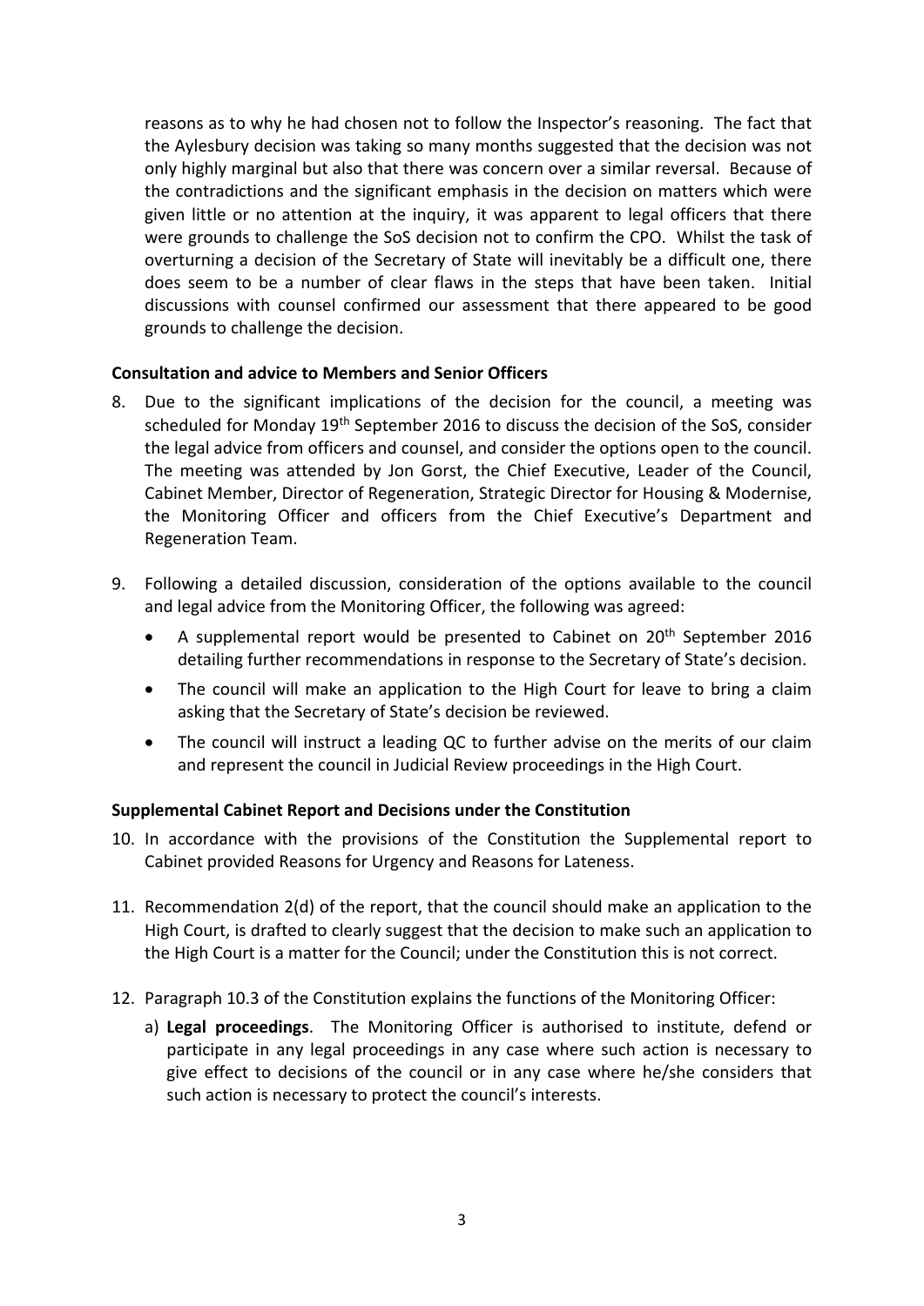reasons as to why he had chosen not to follow the Inspector's reasoning. The fact that the Aylesbury decision was taking so many months suggested that the decision was not only highly marginal but also that there was concern over a similar reversal. Because of the contradictions and the significant emphasis in the decision on matters which were given little or no attention at the inquiry, it was apparent to legal officers that there were grounds to challenge the SoS decision not to confirm the CPO. Whilst the task of overturning a decision of the Secretary of State will inevitably be a difficult one, there does seem to be a number of clear flaws in the steps that have been taken. Initial discussions with counsel confirmed our assessment that there appeared to be good grounds to challenge the decision.

**Consultation and advice to Members and Senior Officers**

8. Due to the significant implications of the decision for the council, a meeting was scheduled for Monday 19th September 2016 to discuss the decision of the SoS, consider the legal advice from officers and counsel, and consider the options open to the council. The meeting was attended by Jon Gorst, the Chief Executive, Leader of the Council, Cabinet Member, Director of Regeneration, Strategic Director for Housing & Modernise, the Monitoring Officer and officers from the Chief Executive's Department and Regeneration Team.

9. Following a detailed discussion, consideration of the options available to the council and legal advice from the Monitoring Officer, the following was agreed:
   - A supplemental report would be presented to Cabinet on 20th September 2016 detailing further recommendations in response to the Secretary of State's decision.
   - The council will make an application to the High Court for leave to bring a claim asking that the Secretary of State's decision be reviewed.
   - The council will instruct a leading QC to further advise on the merits of our claim and represent the council in Judicial Review proceedings in the High Court.

**Supplemental Cabinet Report and Decisions under the Constitution**

10. In accordance with the provisions of the Constitution the Supplemental report to Cabinet provided Reasons for Urgency and Reasons for Lateness.

11. Recommendation 2(d) of the report, that the council should make an application to the High Court, is drafted to clearly suggest that the decision to make such an application to the High Court is a matter for the Council; under the Constitution this is not correct.

12. Paragraph 10.3 of the Constitution explains the functions of the Monitoring Officer:

    a) **Legal proceedings**. The Monitoring Officer is authorised to institute, defend or participate in any legal proceedings in any case where such action is necessary to give effect to decisions of the council or in any case where he/she considers that such action is necessary to protect the council's interests.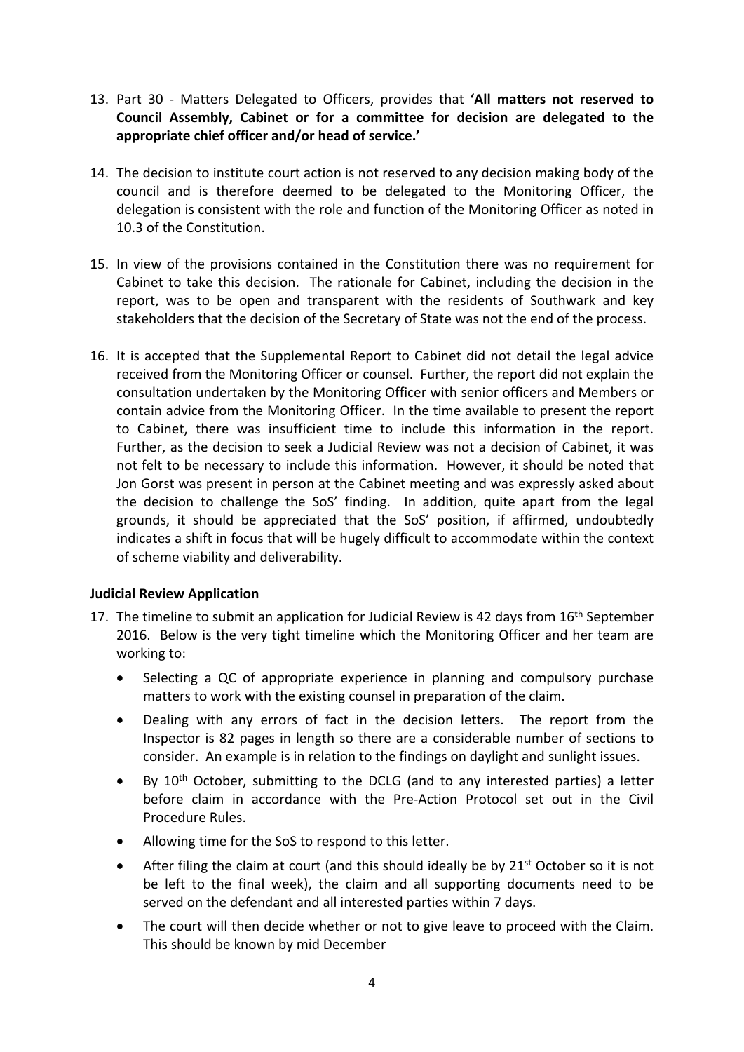13. Part 30 - Matters Delegated to Officers, provides that **'All matters not reserved to Council Assembly, Cabinet or for a committee for decision are delegated to the appropriate chief officer and/or head of service.'**

14. The decision to institute court action is not reserved to any decision making body of the council and is therefore deemed to be delegated to the Monitoring Officer, the delegation is consistent with the role and function of the Monitoring Officer as noted in 10.3 of the Constitution.

15. In view of the provisions contained in the Constitution there was no requirement for Cabinet to take this decision. The rationale for Cabinet, including the decision in the report, was to be open and transparent with the residents of Southwark and key stakeholders that the decision of the Secretary of State was not the end of the process.

16. It is accepted that the Supplemental Report to Cabinet did not detail the legal advice received from the Monitoring Officer or counsel. Further, the report did not explain the consultation undertaken by the Monitoring Officer with senior officers and Members or contain advice from the Monitoring Officer. In the time available to present the report to Cabinet, there was insufficient time to include this information in the report. Further, as the decision to seek a Judicial Review was not a decision of Cabinet, it was not felt to be necessary to include this information. However, it should be noted that Jon Gorst was present in person at the Cabinet meeting and was expressly asked about the decision to challenge the SoS' finding. In addition, quite apart from the legal grounds, it should be appreciated that the SoS' position, if affirmed, undoubtedly indicates a shift in focus that will be hugely difficult to accommodate within the context of scheme viability and deliverability.

**Judicial Review Application**

17. The timeline to submit an application for Judicial Review is 42 days from 16th September 2016. Below is the very tight timeline which the Monitoring Officer and her team are working to:
    - Selecting a QC of appropriate experience in planning and compulsory purchase matters to work with the existing counsel in preparation of the claim.
    - Dealing with any errors of fact in the decision letters. The report from the Inspector is 82 pages in length so there are a considerable number of sections to consider. An example is in relation to the findings on daylight and sunlight issues.
    - By 10th October, submitting to the DCLG (and to any interested parties) a letter before claim in accordance with the Pre-Action Protocol set out in the Civil Procedure Rules.
    - Allowing time for the SoS to respond to this letter.
    - After filing the claim at court (and this should ideally be by 21st October so it is not be left to the final week), the claim and all supporting documents need to be served on the defendant and all interested parties within 7 days.
    - The court will then decide whether or not to give leave to proceed with the Claim. This should be known by mid December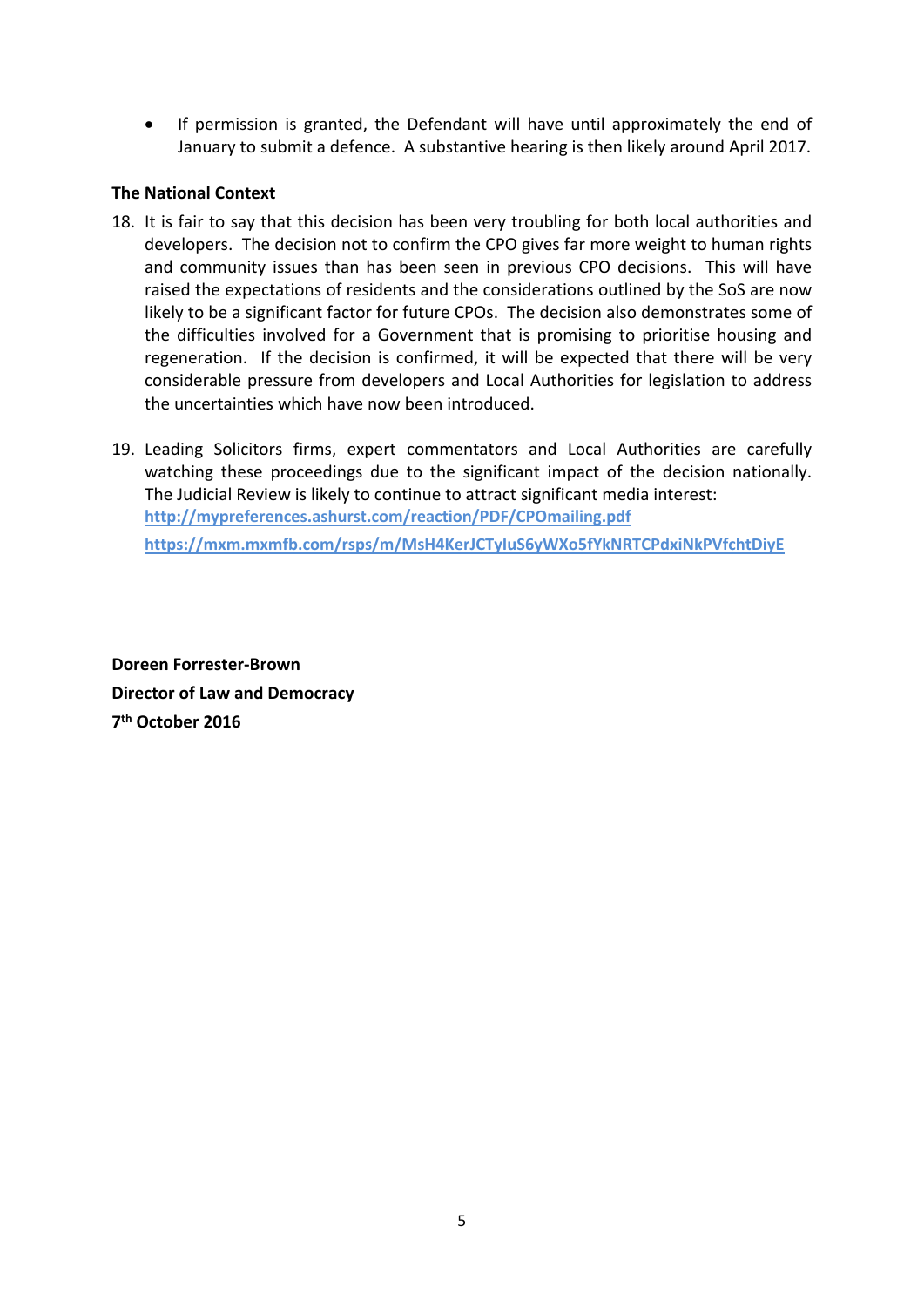- If permission is granted, the Defendant will have until approximately the end of January to submit a defence. A substantive hearing is then likely around April 2017.

**The National Context**

18. It is fair to say that this decision has been very troubling for both local authorities and developers. The decision not to confirm the CPO gives far more weight to human rights and community issues than has been seen in previous CPO decisions. This will have raised the expectations of residents and the considerations outlined by the SoS are now likely to be a significant factor for future CPOs. The decision also demonstrates some of the difficulties involved for a Government that is promising to prioritise housing and regeneration. If the decision is confirmed, it will be expected that there will be very considerable pressure from developers and Local Authorities for legislation to address the uncertainties which have now been introduced.

19. Leading Solicitors firms, expert commentators and Local Authorities are carefully watching these proceedings due to the significant impact of the decision nationally. The Judicial Review is likely to continue to attract significant media interest:
    **http://mypreferences.ashurst.com/reaction/PDF/CPOmailing.pdf**
    **https://mxm.mxmfb.com/rsps/m/MsH4KerJCTyIuS6yWXo5fYkNRTCPdxiNkPVfchtDiyE**

**Doreen Forrester-Brown**
**Director of Law and Democracy**
**7th October 2016**